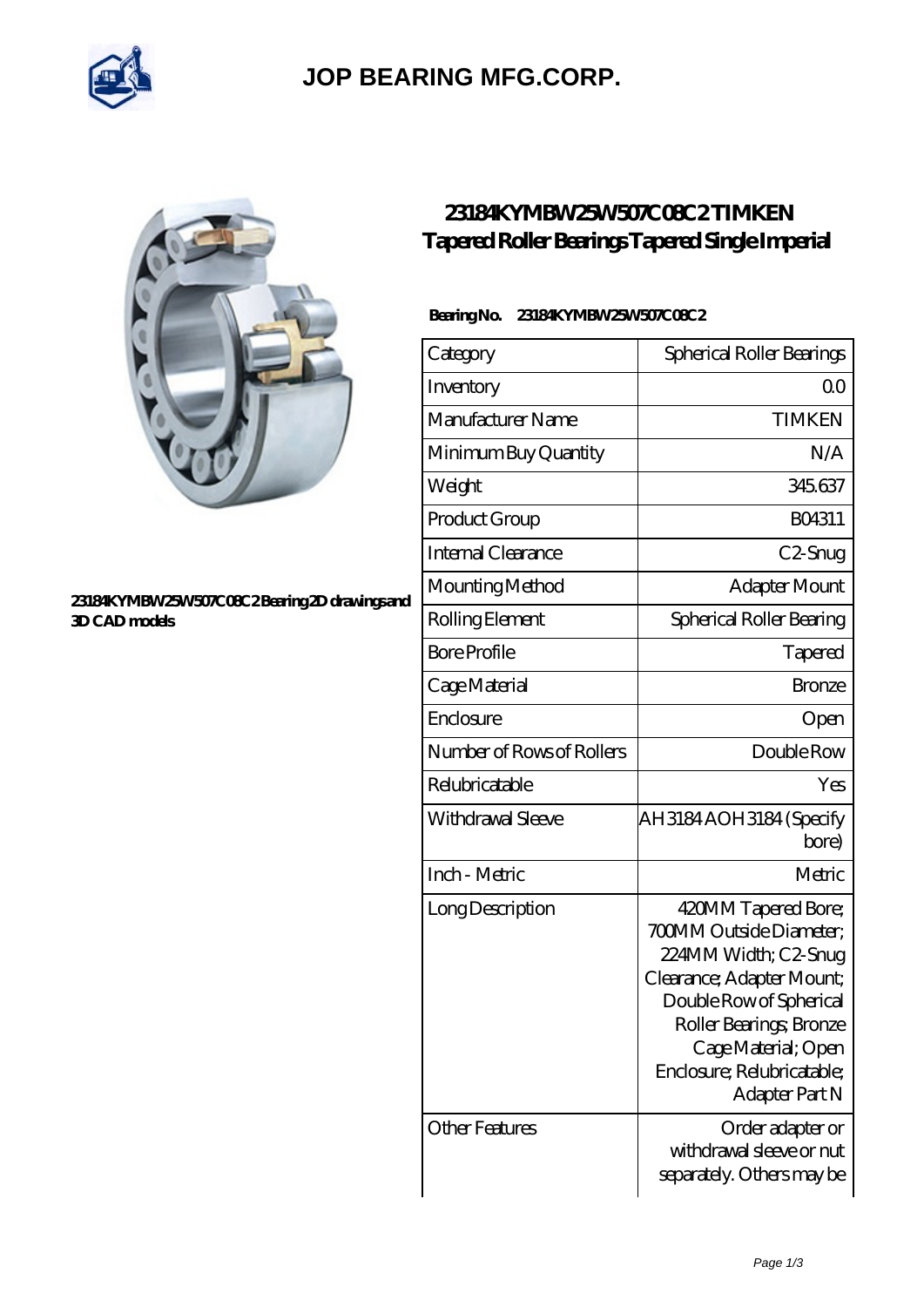# JOP BEARING MFG.CORP.

## 23184KYMBW25W507C08C2 TIMKEN Tapered Roller Bearings Tapered Single Imperial

23184KYMBW25W507C08C2 Bearing 2D drawings and 3D CAD models

**Bearing No.** 23184KYMBW25W507C08C2

| Category | Spherical Roller Bearings |
| --- | --- |
| Inventory | 0.0 |
| Manufacturer Name | TIMKEN |
| Minimum Buy Quantity | N/A |
| Weight | 345.637 |
| Product Group | B04311 |
| Internal Clearance | C2-Snug |
| Mounting Method | Adapter Mount |
| Rolling Element | Spherical Roller Bearing |
| Bore Profile | Tapered |
| Cage Material | Bronze |
| Enclosure | Open |
| Number of Rows of Rollers | Double Row |
| Relubricatable | Yes |
| Withdrawal Sleeve | AH3184 AOH3184 (Specify bore) |
| Inch - Metric | Metric |
| Long Description | 420MM Tapered Bore; 700MM Outside Diameter; 224MM Width; C2-Snug Clearance; Adapter Mount; Double Row of Spherical Roller Bearings; Bronze Cage Material; Open Enclosure; Relubricatable; Adapter Part N |
| Other Features | Order adapter or withdrawal sleeve or nut separately. Others may be |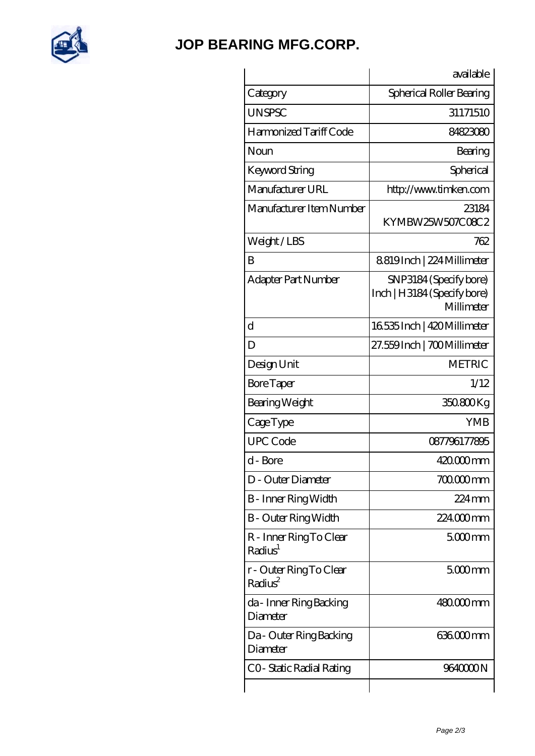# JOP BEARING MFG.CORP.

| | available |
|---|---|
| Category | Spherical Roller Bearing |
| UNSPSC | 31171510 |
| Harmonized Tariff Code | 84823080 |
| Noun | Bearing |
| Keyword String | Spherical |
| Manufacturer URL | http://www.timken.com |
| Manufacturer Item Number | 23184 KYMBW25W507C08C2 |
| Weight / LBS | 762 |
| B | 8.819 Inch \| 224 Millimeter |
| Adapter Part Number | SNP3184 (Specify bore) Inch \| H3184 (Specify bore) Millimeter |
| d | 16.535 Inch \| 420 Millimeter |
| D | 27.559 Inch \| 700 Millimeter |
| Design Unit | METRIC |
| Bore Taper | 1/12 |
| Bearing Weight | 350.800 Kg |
| Cage Type | YMB |
| UPC Code | 087796177895 |
| d - Bore | 420.000 mm |
| D - Outer Diameter | 700.000 mm |
| B - Inner Ring Width | 224 mm |
| B - Outer Ring Width | 224.000 mm |
| R - Inner Ring To Clear Radius[1] | 5.000 mm |
| r - Outer Ring To Clear Radius[2] | 5.000 mm |
| da - Inner Ring Backing Diameter | 480.000 mm |
| Da - Outer Ring Backing Diameter | 636.000 mm |
| C0 - Static Radial Rating | 9640000 N |
| | |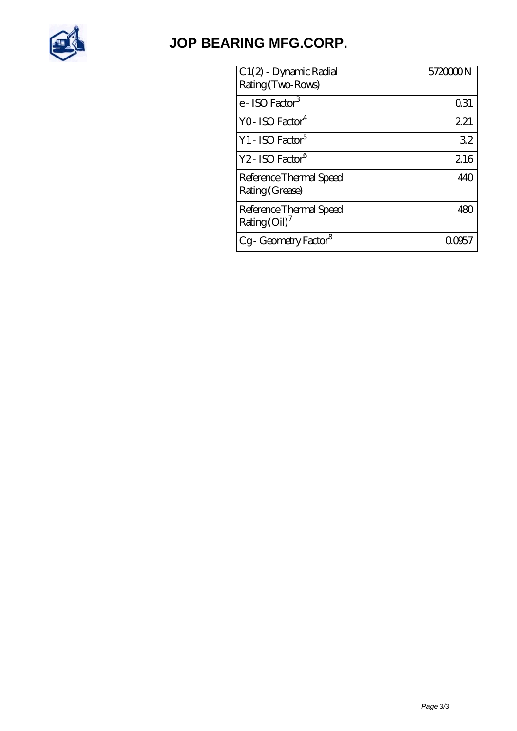| | |
|---|---|
| C1(2) - Dynamic Radial Rating (Two-Rows) | 5720000 N |
| e - ISO Factor[3] | 0.31 |
| Y0 - ISO Factor[4] | 2.21 |
| Y1 - ISO Factor[5] | 3.2 |
| Y2 - ISO Factor[6] | 2.16 |
| Reference Thermal Speed Rating (Grease) | 440 |
| Reference Thermal Speed Rating (Oil)[7] | 480 |
| Cg - Geometry Factor[8] | 0.0957 |